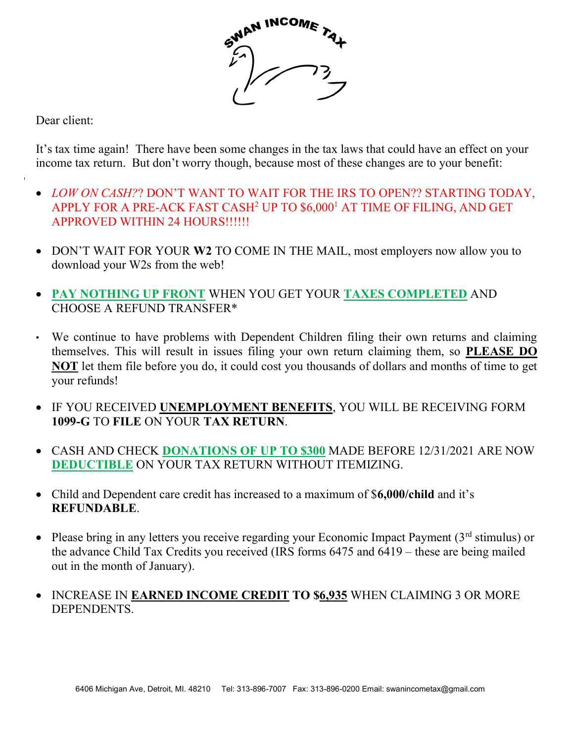SWAN INCOME TAX

Dear client:

It's tax time again! There have been some changes in the tax laws that could have an effect on your income tax return. But don't worry though, because most of these changes are to your benefit:

- *LOW ON CASH?*? DON'T WANT TO WAIT FOR THE IRS TO OPEN?? STARTING TODAY, APPLY FOR A PRE-ACK FAST CASH[2] UP TO $6,000[1] AT TIME OF FILING, AND GET APPROVED WITHIN 24 HOURS!!!!!!

- DON'T WAIT FOR YOUR **W2** TO COME IN THE MAIL, most employers now allow you to download your W2s from the web!

- **PAY NOTHING UP FRONT** WHEN YOU GET YOUR **TAXES COMPLETED** AND CHOOSE A REFUND TRANSFER*

- We continue to have problems with Dependent Children filing their own returns and claiming themselves. This will result in issues filing your own return claiming them, so **PLEASE DO NOT** let them file before you do, it could cost you thousands of dollars and months of time to get your refunds!

- IF YOU RECEIVED **UNEMPLOYMENT BENEFITS**, YOU WILL BE RECEIVING FORM **1099-G** TO **FILE** ON YOUR **TAX RETURN**.

- CASH AND CHECK **DONATIONS OF UP TO $300** MADE BEFORE 12/31/2021 ARE NOW **DEDUCTIBLE** ON YOUR TAX RETURN WITHOUT ITEMIZING.

- Child and Dependent care credit has increased to a maximum of $**6,000/child** and it's **REFUNDABLE**.

- Please bring in any letters you receive regarding your Economic Impact Payment (3rd stimulus) or the advance Child Tax Credits you received (IRS forms 6475 and 6419 – these are being mailed out in the month of January).

- INCREASE IN **EARNED INCOME CREDIT TO $6,935** WHEN CLAIMING 3 OR MORE DEPENDENTS.

6406 Michigan Ave, Detroit, MI. 48210 Tel: 313-896-7007 Fax: 313-896-0200 Email: swanincometax@gmail.com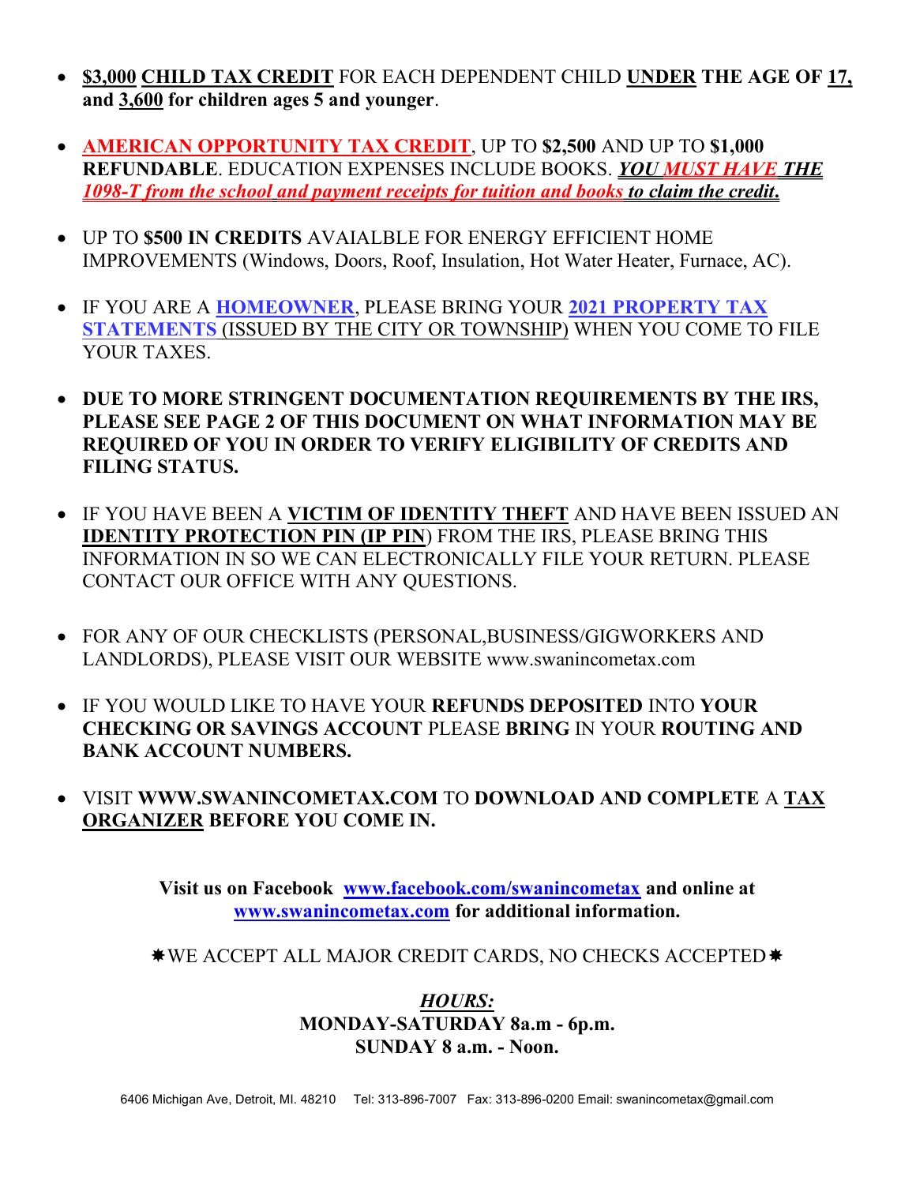- **$3,000 CHILD TAX CREDIT** FOR EACH DEPENDENT CHILD **UNDER THE AGE OF 17, and 3,600 for children ages 5 and younger**.

- **AMERICAN OPPORTUNITY TAX CREDIT**, UP TO **$2,500** AND UP TO **$1,000 REFUNDABLE**. EDUCATION EXPENSES INCLUDE BOOKS. ***YOU MUST HAVE THE 1098-T from the school and payment receipts for tuition and books to claim the credit.***

- UP TO **$500 IN CREDITS** AVAIALBLE FOR ENERGY EFFICIENT HOME IMPROVEMENTS (Windows, Doors, Roof, Insulation, Hot Water Heater, Furnace, AC).

- IF YOU ARE A **HOMEOWNER**, PLEASE BRING YOUR **2021 PROPERTY TAX STATEMENTS** (ISSUED BY THE CITY OR TOWNSHIP) WHEN YOU COME TO FILE YOUR TAXES.

- **DUE TO MORE STRINGENT DOCUMENTATION REQUIREMENTS BY THE IRS, PLEASE SEE PAGE 2 OF THIS DOCUMENT ON WHAT INFORMATION MAY BE REQUIRED OF YOU IN ORDER TO VERIFY ELIGIBILITY OF CREDITS AND FILING STATUS.**

- IF YOU HAVE BEEN A **VICTIM OF IDENTITY THEFT** AND HAVE BEEN ISSUED AN **IDENTITY PROTECTION PIN (IP PIN**) FROM THE IRS, PLEASE BRING THIS INFORMATION IN SO WE CAN ELECTRONICALLY FILE YOUR RETURN. PLEASE CONTACT OUR OFFICE WITH ANY QUESTIONS.

- FOR ANY OF OUR CHECKLISTS (PERSONAL,BUSINESS/GIGWORKERS AND LANDLORDS), PLEASE VISIT OUR WEBSITE www.swanincometax.com

- IF YOU WOULD LIKE TO HAVE YOUR **REFUNDS DEPOSITED** INTO **YOUR CHECKING OR SAVINGS ACCOUNT** PLEASE **BRING** IN YOUR **ROUTING AND BANK ACCOUNT NUMBERS.**

- VISIT **WWW.SWANINCOMETAX.COM** TO **DOWNLOAD AND COMPLETE** A **TAX ORGANIZER BEFORE YOU COME IN.**

**Visit us on Facebook www.facebook.com/swanincometax and online at www.swanincometax.com for additional information.**

✸WE ACCEPT ALL MAJOR CREDIT CARDS, NO CHECKS ACCEPTED✸

***HOURS:***
**MONDAY-SATURDAY 8a.m - 6p.m.**
**SUNDAY 8 a.m. - Noon.**

6406 Michigan Ave, Detroit, MI. 48210 Tel: 313-896-7007 Fax: 313-896-0200 Email: swanincometax@gmail.com